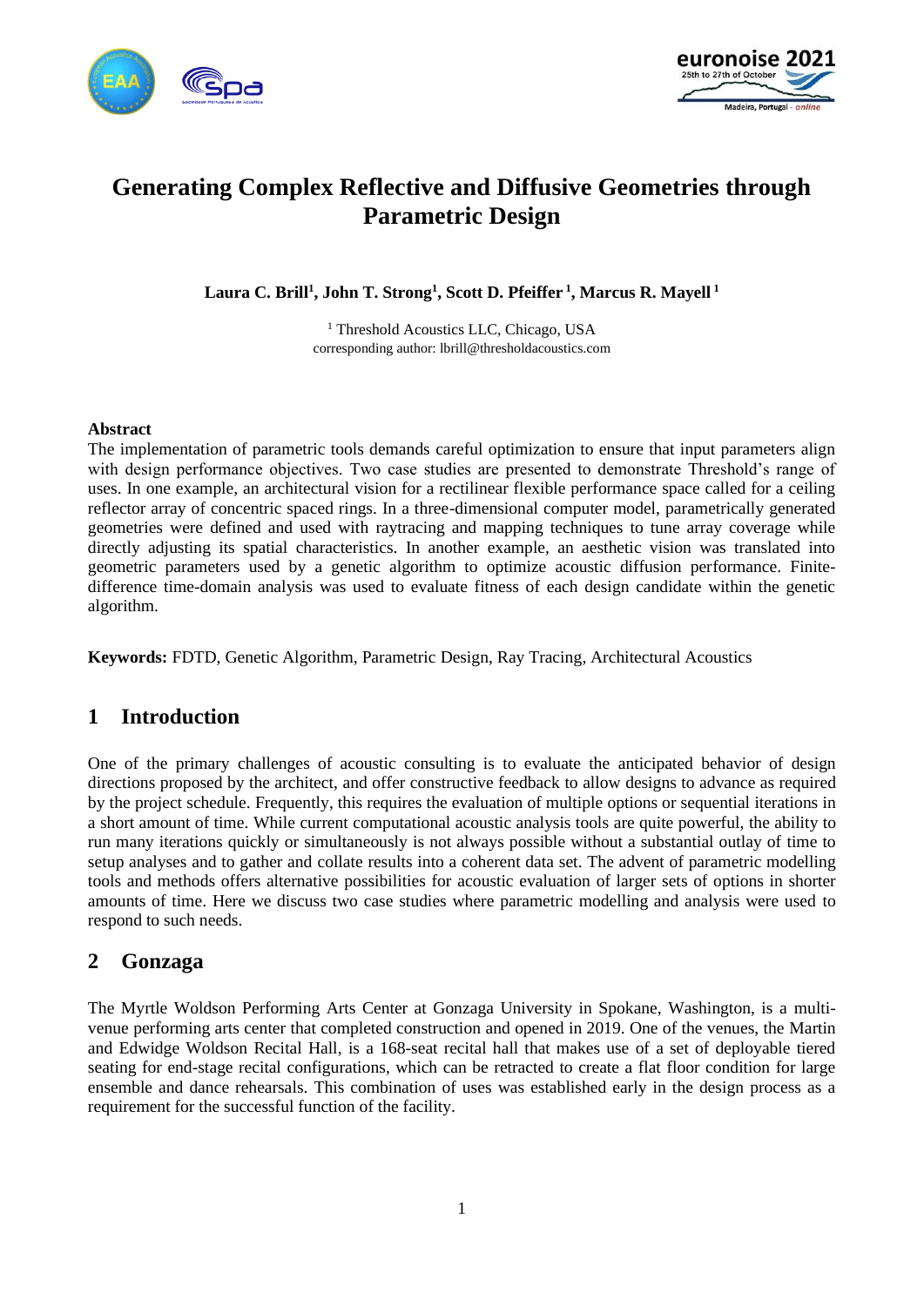# Generating Complex Reflective and Diffusive Geometries through Parametric Design

**Laura C. Brill[1], John T. Strong[1], Scott D. Pfeiffer [1], Marcus R. Mayell [1]**

[1] Threshold Acoustics LLC, Chicago, USA
corresponding author: lbrill@thresholdacoustics.com

**Abstract**

The implementation of parametric tools demands careful optimization to ensure that input parameters align with design performance objectives. Two case studies are presented to demonstrate Threshold's range of uses. In one example, an architectural vision for a rectilinear flexible performance space called for a ceiling reflector array of concentric spaced rings. In a three-dimensional computer model, parametrically generated geometries were defined and used with raytracing and mapping techniques to tune array coverage while directly adjusting its spatial characteristics. In another example, an aesthetic vision was translated into geometric parameters used by a genetic algorithm to optimize acoustic diffusion performance. Finite-difference time-domain analysis was used to evaluate fitness of each design candidate within the genetic algorithm.

**Keywords:** FDTD, Genetic Algorithm, Parametric Design, Ray Tracing, Architectural Acoustics

## 1 Introduction

One of the primary challenges of acoustic consulting is to evaluate the anticipated behavior of design directions proposed by the architect, and offer constructive feedback to allow designs to advance as required by the project schedule. Frequently, this requires the evaluation of multiple options or sequential iterations in a short amount of time. While current computational acoustic analysis tools are quite powerful, the ability to run many iterations quickly or simultaneously is not always possible without a substantial outlay of time to setup analyses and to gather and collate results into a coherent data set. The advent of parametric modelling tools and methods offers alternative possibilities for acoustic evaluation of larger sets of options in shorter amounts of time. Here we discuss two case studies where parametric modelling and analysis were used to respond to such needs.

## 2 Gonzaga

The Myrtle Woldson Performing Arts Center at Gonzaga University in Spokane, Washington, is a multi-venue performing arts center that completed construction and opened in 2019. One of the venues, the Martin and Edwidge Woldson Recital Hall, is a 168-seat recital hall that makes use of a set of deployable tiered seating for end-stage recital configurations, which can be retracted to create a flat floor condition for large ensemble and dance rehearsals. This combination of uses was established early in the design process as a requirement for the successful function of the facility.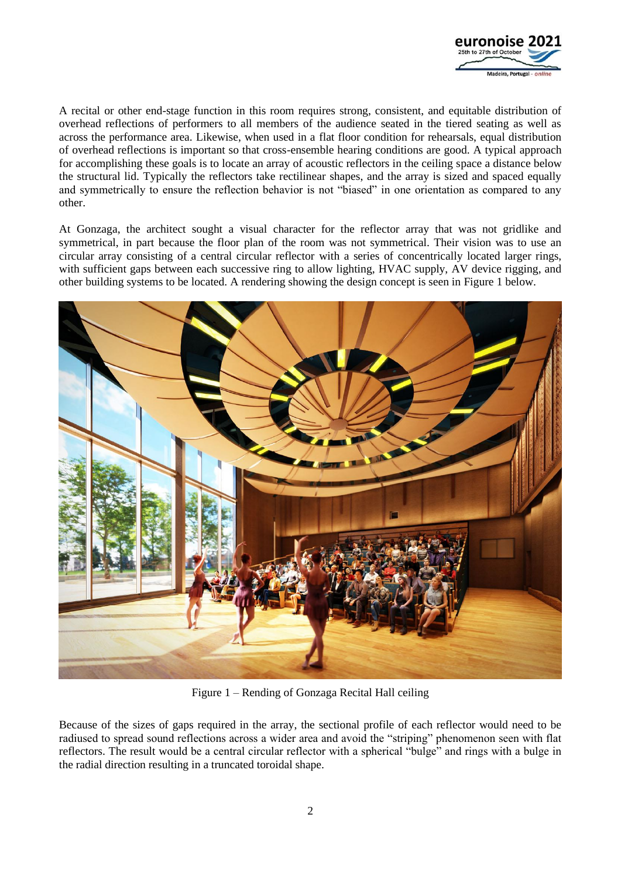A recital or other end-stage function in this room requires strong, consistent, and equitable distribution of overhead reflections of performers to all members of the audience seated in the tiered seating as well as across the performance area. Likewise, when used in a flat floor condition for rehearsals, equal distribution of overhead reflections is important so that cross-ensemble hearing conditions are good. A typical approach for accomplishing these goals is to locate an array of acoustic reflectors in the ceiling space a distance below the structural lid. Typically the reflectors take rectilinear shapes, and the array is sized and spaced equally and symmetrically to ensure the reflection behavior is not "biased" in one orientation as compared to any other.

At Gonzaga, the architect sought a visual character for the reflector array that was not gridlike and symmetrical, in part because the floor plan of the room was not symmetrical. Their vision was to use an circular array consisting of a central circular reflector with a series of concentrically located larger rings, with sufficient gaps between each successive ring to allow lighting, HVAC supply, AV device rigging, and other building systems to be located. A rendering showing the design concept is seen in Figure 1 below.

Figure 1 – Rending of Gonzaga Recital Hall ceiling

Because of the sizes of gaps required in the array, the sectional profile of each reflector would need to be radiused to spread sound reflections across a wider area and avoid the "striping" phenomenon seen with flat reflectors. The result would be a central circular reflector with a spherical "bulge" and rings with a bulge in the radial direction resulting in a truncated toroidal shape.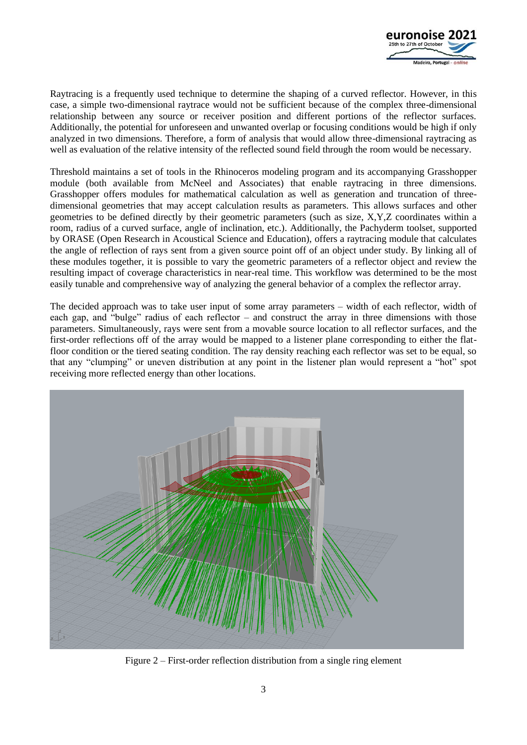Raytracing is a frequently used technique to determine the shaping of a curved reflector. However, in this case, a simple two-dimensional raytrace would not be sufficient because of the complex three-dimensional relationship between any source or receiver position and different portions of the reflector surfaces. Additionally, the potential for unforeseen and unwanted overlap or focusing conditions would be high if only analyzed in two dimensions. Therefore, a form of analysis that would allow three-dimensional raytracing as well as evaluation of the relative intensity of the reflected sound field through the room would be necessary.

Threshold maintains a set of tools in the Rhinoceros modeling program and its accompanying Grasshopper module (both available from McNeel and Associates) that enable raytracing in three dimensions. Grasshopper offers modules for mathematical calculation as well as generation and truncation of three-dimensional geometries that may accept calculation results as parameters. This allows surfaces and other geometries to be defined directly by their geometric parameters (such as size, X,Y,Z coordinates within a room, radius of a curved surface, angle of inclination, etc.). Additionally, the Pachyderm toolset, supported by ORASE (Open Research in Acoustical Science and Education), offers a raytracing module that calculates the angle of reflection of rays sent from a given source point off of an object under study. By linking all of these modules together, it is possible to vary the geometric parameters of a reflector object and review the resulting impact of coverage characteristics in near-real time. This workflow was determined to be the most easily tunable and comprehensive way of analyzing the general behavior of a complex the reflector array.

The decided approach was to take user input of some array parameters – width of each reflector, width of each gap, and "bulge" radius of each reflector – and construct the array in three dimensions with those parameters. Simultaneously, rays were sent from a movable source location to all reflector surfaces, and the first-order reflections off of the array would be mapped to a listener plane corresponding to either the flat-floor condition or the tiered seating condition. The ray density reaching each reflector was set to be equal, so that any "clumping" or uneven distribution at any point in the listener plan would represent a "hot" spot receiving more reflected energy than other locations.

Figure 2 – First-order reflection distribution from a single ring element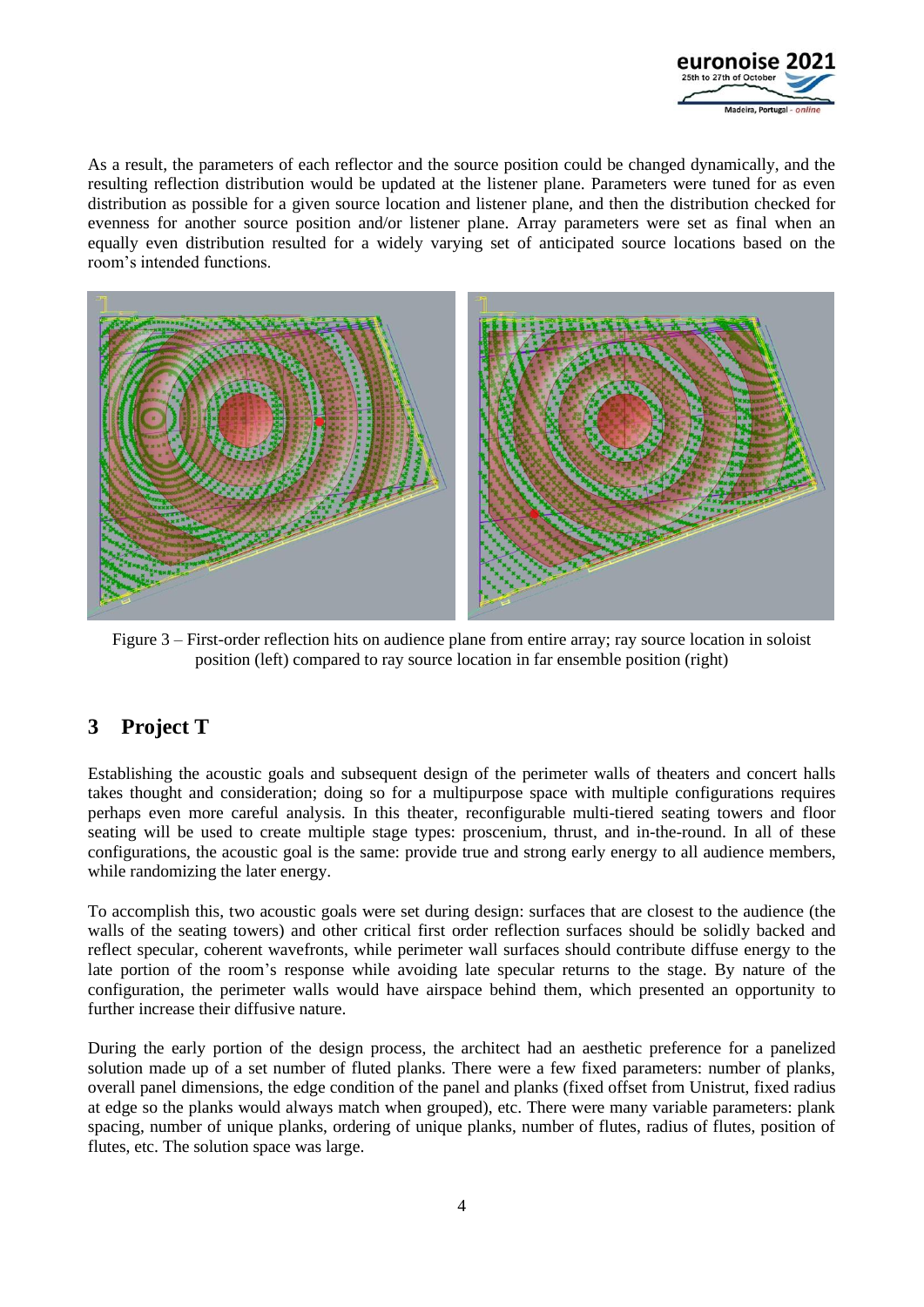As a result, the parameters of each reflector and the source position could be changed dynamically, and the resulting reflection distribution would be updated at the listener plane. Parameters were tuned for as even distribution as possible for a given source location and listener plane, and then the distribution checked for evenness for another source position and/or listener plane. Array parameters were set as final when an equally even distribution resulted for a widely varying set of anticipated source locations based on the room's intended functions.

Figure 3 – First-order reflection hits on audience plane from entire array; ray source location in soloist position (left) compared to ray source location in far ensemble position (right)

## 3 Project T

Establishing the acoustic goals and subsequent design of the perimeter walls of theaters and concert halls takes thought and consideration; doing so for a multipurpose space with multiple configurations requires perhaps even more careful analysis. In this theater, reconfigurable multi-tiered seating towers and floor seating will be used to create multiple stage types: proscenium, thrust, and in-the-round. In all of these configurations, the acoustic goal is the same: provide true and strong early energy to all audience members, while randomizing the later energy.

To accomplish this, two acoustic goals were set during design: surfaces that are closest to the audience (the walls of the seating towers) and other critical first order reflection surfaces should be solidly backed and reflect specular, coherent wavefronts, while perimeter wall surfaces should contribute diffuse energy to the late portion of the room's response while avoiding late specular returns to the stage. By nature of the configuration, the perimeter walls would have airspace behind them, which presented an opportunity to further increase their diffusive nature.

During the early portion of the design process, the architect had an aesthetic preference for a panelized solution made up of a set number of fluted planks. There were a few fixed parameters: number of planks, overall panel dimensions, the edge condition of the panel and planks (fixed offset from Unistrut, fixed radius at edge so the planks would always match when grouped), etc. There were many variable parameters: plank spacing, number of unique planks, ordering of unique planks, number of flutes, radius of flutes, position of flutes, etc. The solution space was large.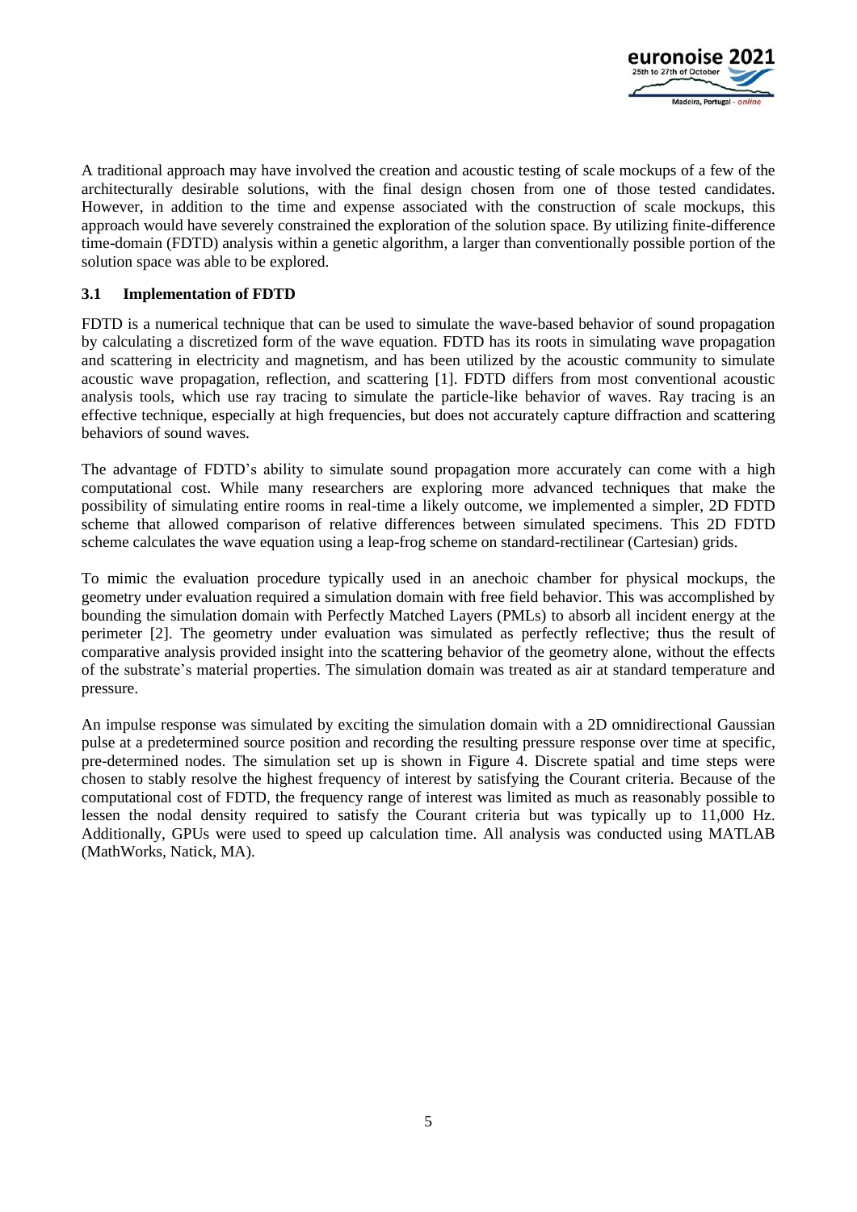A traditional approach may have involved the creation and acoustic testing of scale mockups of a few of the architecturally desirable solutions, with the final design chosen from one of those tested candidates. However, in addition to the time and expense associated with the construction of scale mockups, this approach would have severely constrained the exploration of the solution space. By utilizing finite-difference time-domain (FDTD) analysis within a genetic algorithm, a larger than conventionally possible portion of the solution space was able to be explored.

### 3.1 Implementation of FDTD

FDTD is a numerical technique that can be used to simulate the wave-based behavior of sound propagation by calculating a discretized form of the wave equation. FDTD has its roots in simulating wave propagation and scattering in electricity and magnetism, and has been utilized by the acoustic community to simulate acoustic wave propagation, reflection, and scattering [1]. FDTD differs from most conventional acoustic analysis tools, which use ray tracing to simulate the particle-like behavior of waves. Ray tracing is an effective technique, especially at high frequencies, but does not accurately capture diffraction and scattering behaviors of sound waves.

The advantage of FDTD's ability to simulate sound propagation more accurately can come with a high computational cost. While many researchers are exploring more advanced techniques that make the possibility of simulating entire rooms in real-time a likely outcome, we implemented a simpler, 2D FDTD scheme that allowed comparison of relative differences between simulated specimens. This 2D FDTD scheme calculates the wave equation using a leap-frog scheme on standard-rectilinear (Cartesian) grids.

To mimic the evaluation procedure typically used in an anechoic chamber for physical mockups, the geometry under evaluation required a simulation domain with free field behavior. This was accomplished by bounding the simulation domain with Perfectly Matched Layers (PMLs) to absorb all incident energy at the perimeter [2]. The geometry under evaluation was simulated as perfectly reflective; thus the result of comparative analysis provided insight into the scattering behavior of the geometry alone, without the effects of the substrate's material properties. The simulation domain was treated as air at standard temperature and pressure.

An impulse response was simulated by exciting the simulation domain with a 2D omnidirectional Gaussian pulse at a predetermined source position and recording the resulting pressure response over time at specific, pre-determined nodes. The simulation set up is shown in Figure 4. Discrete spatial and time steps were chosen to stably resolve the highest frequency of interest by satisfying the Courant criteria. Because of the computational cost of FDTD, the frequency range of interest was limited as much as reasonably possible to lessen the nodal density required to satisfy the Courant criteria but was typically up to 11,000 Hz. Additionally, GPUs were used to speed up calculation time. All analysis was conducted using MATLAB (MathWorks, Natick, MA).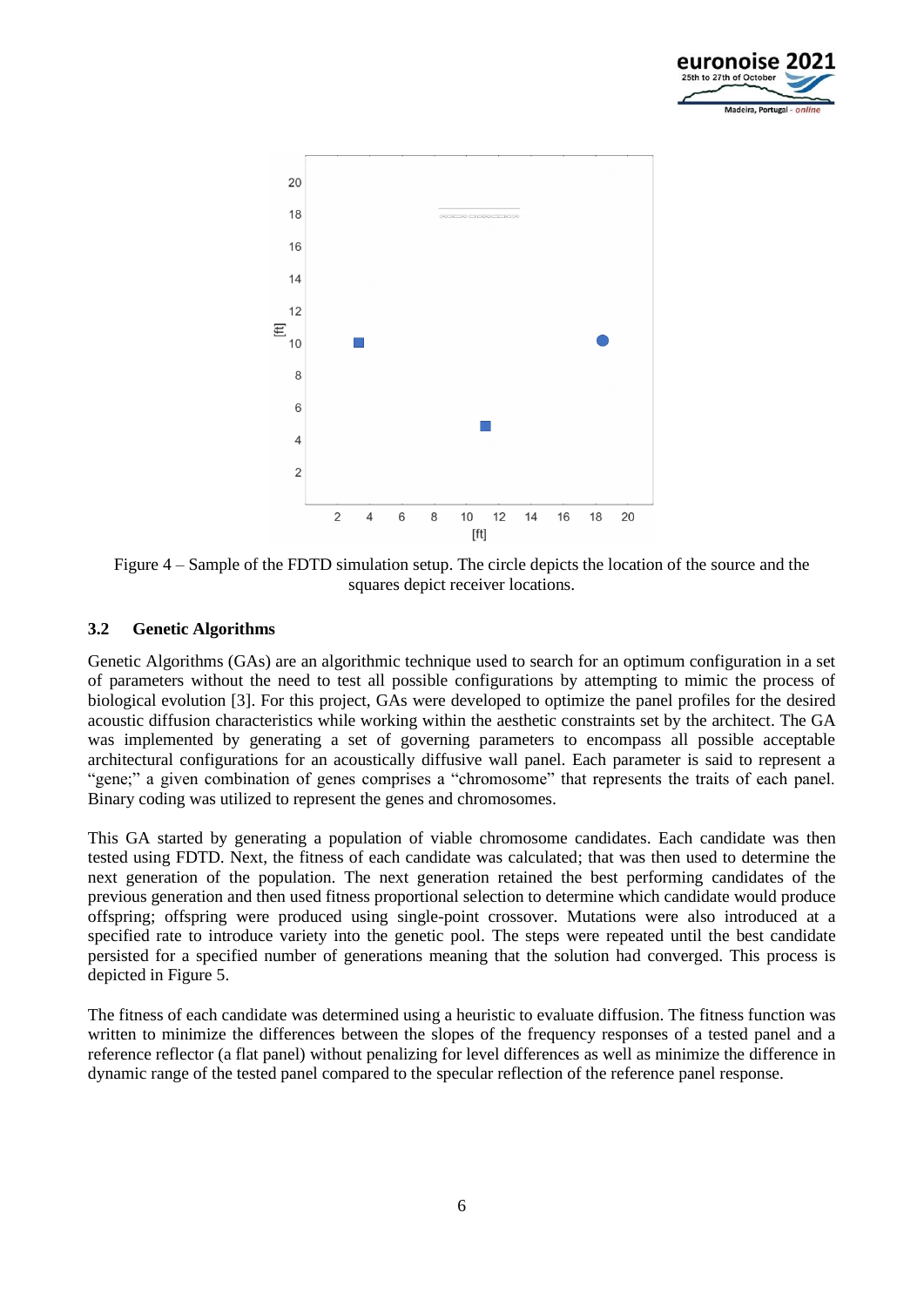Figure 4 – Sample of the FDTD simulation setup. The circle depicts the location of the source and the squares depict receiver locations.

### 3.2 Genetic Algorithms

Genetic Algorithms (GAs) are an algorithmic technique used to search for an optimum configuration in a set of parameters without the need to test all possible configurations by attempting to mimic the process of biological evolution [3]. For this project, GAs were developed to optimize the panel profiles for the desired acoustic diffusion characteristics while working within the aesthetic constraints set by the architect. The GA was implemented by generating a set of governing parameters to encompass all possible acceptable architectural configurations for an acoustically diffusive wall panel. Each parameter is said to represent a "gene;" a given combination of genes comprises a "chromosome" that represents the traits of each panel. Binary coding was utilized to represent the genes and chromosomes.

This GA started by generating a population of viable chromosome candidates. Each candidate was then tested using FDTD. Next, the fitness of each candidate was calculated; that was then used to determine the next generation of the population. The next generation retained the best performing candidates of the previous generation and then used fitness proportional selection to determine which candidate would produce offspring; offspring were produced using single-point crossover. Mutations were also introduced at a specified rate to introduce variety into the genetic pool. The steps were repeated until the best candidate persisted for a specified number of generations meaning that the solution had converged. This process is depicted in Figure 5.

The fitness of each candidate was determined using a heuristic to evaluate diffusion. The fitness function was written to minimize the differences between the slopes of the frequency responses of a tested panel and a reference reflector (a flat panel) without penalizing for level differences as well as minimize the difference in dynamic range of the tested panel compared to the specular reflection of the reference panel response.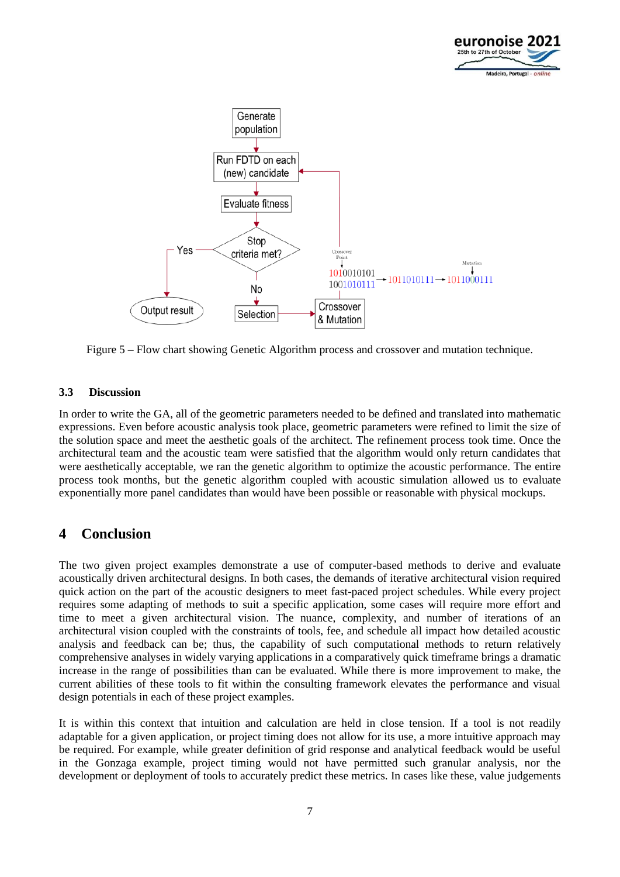Figure 5 – Flow chart showing Genetic Algorithm process and crossover and mutation technique.

### 3.3 Discussion

In order to write the GA, all of the geometric parameters needed to be defined and translated into mathematic expressions. Even before acoustic analysis took place, geometric parameters were refined to limit the size of the solution space and meet the aesthetic goals of the architect. The refinement process took time. Once the architectural team and the acoustic team were satisfied that the algorithm would only return candidates that were aesthetically acceptable, we ran the genetic algorithm to optimize the acoustic performance. The entire process took months, but the genetic algorithm coupled with acoustic simulation allowed us to evaluate exponentially more panel candidates than would have been possible or reasonable with physical mockups.

## 4 Conclusion

The two given project examples demonstrate a use of computer-based methods to derive and evaluate acoustically driven architectural designs. In both cases, the demands of iterative architectural vision required quick action on the part of the acoustic designers to meet fast-paced project schedules. While every project requires some adapting of methods to suit a specific application, some cases will require more effort and time to meet a given architectural vision. The nuance, complexity, and number of iterations of an architectural vision coupled with the constraints of tools, fee, and schedule all impact how detailed acoustic analysis and feedback can be; thus, the capability of such computational methods to return relatively comprehensive analyses in widely varying applications in a comparatively quick timeframe brings a dramatic increase in the range of possibilities than can be evaluated. While there is more improvement to make, the current abilities of these tools to fit within the consulting framework elevates the performance and visual design potentials in each of these project examples.

It is within this context that intuition and calculation are held in close tension. If a tool is not readily adaptable for a given application, or project timing does not allow for its use, a more intuitive approach may be required. For example, while greater definition of grid response and analytical feedback would be useful in the Gonzaga example, project timing would not have permitted such granular analysis, nor the development or deployment of tools to accurately predict these metrics. In cases like these, value judgements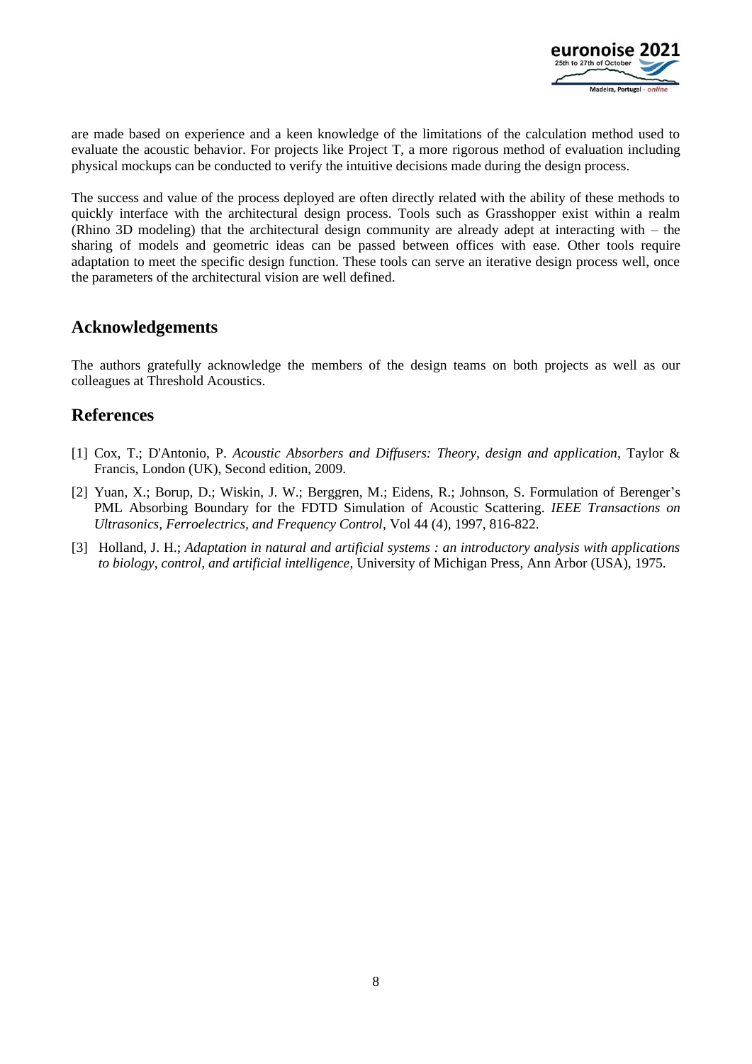are made based on experience and a keen knowledge of the limitations of the calculation method used to evaluate the acoustic behavior. For projects like Project T, a more rigorous method of evaluation including physical mockups can be conducted to verify the intuitive decisions made during the design process.

The success and value of the process deployed are often directly related with the ability of these methods to quickly interface with the architectural design process. Tools such as Grasshopper exist within a realm (Rhino 3D modeling) that the architectural design community are already adept at interacting with – the sharing of models and geometric ideas can be passed between offices with ease. Other tools require adaptation to meet the specific design function. These tools can serve an iterative design process well, once the parameters of the architectural vision are well defined.

## Acknowledgements

The authors gratefully acknowledge the members of the design teams on both projects as well as our colleagues at Threshold Acoustics.

## References

[1] Cox, T.; D'Antonio, P. *Acoustic Absorbers and Diffusers: Theory, design and application*, Taylor & Francis, London (UK), Second edition, 2009.

[2] Yuan, X.; Borup, D.; Wiskin, J. W.; Berggren, M.; Eidens, R.; Johnson, S. Formulation of Berenger's PML Absorbing Boundary for the FDTD Simulation of Acoustic Scattering. *IEEE Transactions on Ultrasonics, Ferroelectrics, and Frequency Control*, Vol 44 (4), 1997, 816-822.

[3] Holland, J. H.; *Adaptation in natural and artificial systems : an introductory analysis with applications to biology, control, and artificial intelligence*, University of Michigan Press, Ann Arbor (USA), 1975.